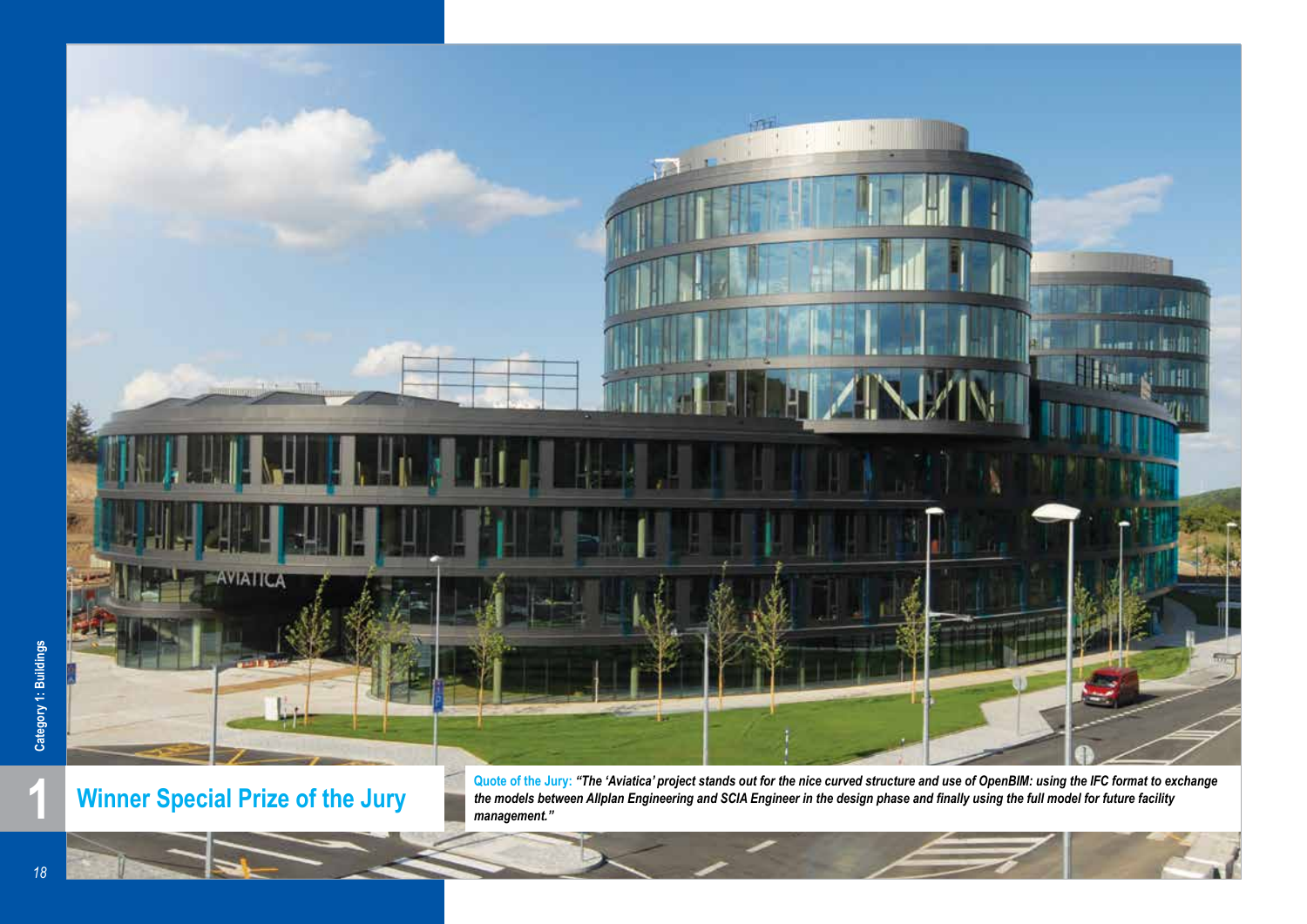# Winner Special Prize of the Jury

**Quote of the Jury:** ***"The 'Aviatica' project stands out for the nice curved structure and use of OpenBIM: using the IFC format to exchange the models between Allplan Engineering and SCIA Engineer in the design phase and finally using the full model for future facility management."***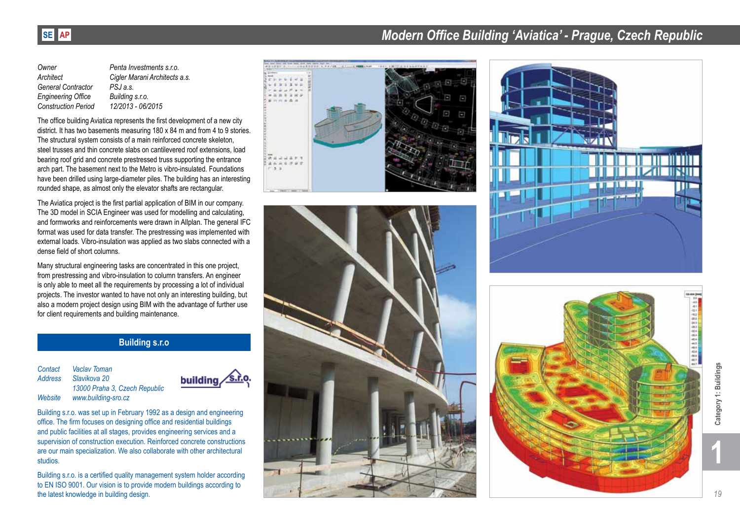# Modern Office Building 'Aviatica' - Prague, Czech Republic

| | |
|---|---|
| *Owner* | *Penta Investments s.r.o.* |
| *Architect* | *Cigler Marani Architects a.s.* |
| *General Contractor* | *PSJ a.s.* |
| *Engineering Office* | *Building s.r.o.* |
| *Construction Period* | *12/2013 - 06/2015* |

The office building Aviatica represents the first development of a new city district. It has two basements measuring 180 x 84 m and from 4 to 9 stories. The structural system consists of a main reinforced concrete skeleton, steel trusses and thin concrete slabs on cantilevered roof extensions, load bearing roof grid and concrete prestressed truss supporting the entrance arch part. The basement next to the Metro is vibro-insulated. Foundations have been drilled using large-diameter piles. The building has an interesting rounded shape, as almost only the elevator shafts are rectangular.

The Aviatica project is the first partial application of BIM in our company. The 3D model in SCIA Engineer was used for modelling and calculating, and formworks and reinforcements were drawn in Allplan. The general IFC format was used for data transfer. The prestressing was implemented with external loads. Vibro-insulation was applied as two slabs connected with a dense field of short columns.

Many structural engineering tasks are concentrated in this one project, from prestressing and vibro-insulation to column transfers. An engineer is only able to meet all the requirements by processing a lot of individual projects. The investor wanted to have not only an interesting building, but also a modern project design using BIM with the advantage of further use for client requirements and building maintenance.

## Building s.r.o

| | |
|---|---|
| *Contact* | *Vaclav Toman* |
| *Address* | *Slavikova 20* |
| | *13000 Praha 3, Czech Republic* |
| *Website* | *www.building-sro.cz* |

Building s.r.o. was set up in February 1992 as a design and engineering office. The firm focuses on designing office and residential buildings and public facilities at all stages, provides engineering services and a supervision of construction execution. Reinforced concrete constructions are our main specialization. We also collaborate with other architectural studios.

Building s.r.o. is a certified quality management system holder according to EN ISO 9001. Our vision is to provide modern buildings according to the latest knowledge in building design.